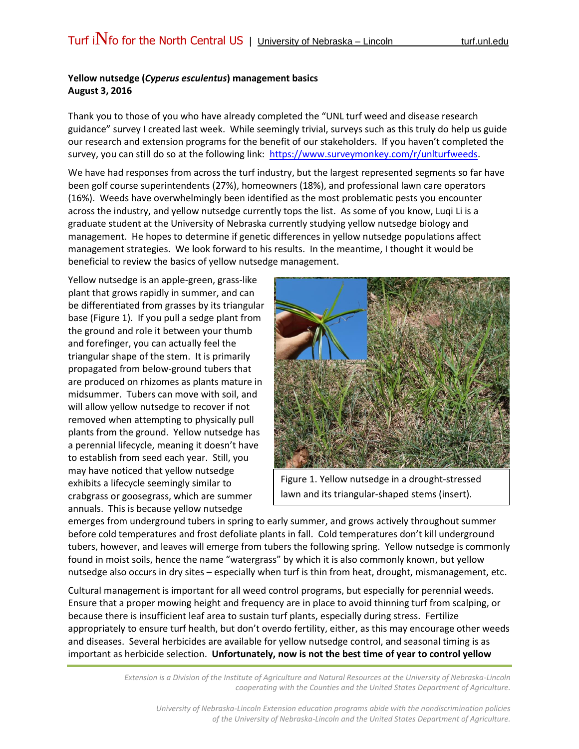**Yellow nutsedge (*Cyperus esculentus*) management basics**
**August 3, 2016**

Thank you to those of you who have already completed the "UNL turf weed and disease research guidance" survey I created last week. While seemingly trivial, surveys such as this truly do help us guide our research and extension programs for the benefit of our stakeholders. If you haven't completed the survey, you can still do so at the following link: https://www.surveymonkey.com/r/unlturfweeds.

We have had responses from across the turf industry, but the largest represented segments so far have been golf course superintendents (27%), homeowners (18%), and professional lawn care operators (16%). Weeds have overwhelmingly been identified as the most problematic pests you encounter across the industry, and yellow nutsedge currently tops the list. As some of you know, Luqi Li is a graduate student at the University of Nebraska currently studying yellow nutsedge biology and management. He hopes to determine if genetic differences in yellow nutsedge populations affect management strategies. We look forward to his results. In the meantime, I thought it would be beneficial to review the basics of yellow nutsedge management.

Yellow nutsedge is an apple-green, grass-like plant that grows rapidly in summer, and can be differentiated from grasses by its triangular base (Figure 1). If you pull a sedge plant from the ground and role it between your thumb and forefinger, you can actually feel the triangular shape of the stem. It is primarily propagated from below-ground tubers that are produced on rhizomes as plants mature in midsummer. Tubers can move with soil, and will allow yellow nutsedge to recover if not removed when attempting to physically pull plants from the ground. Yellow nutsedge has a perennial lifecycle, meaning it doesn't have to establish from seed each year. Still, you may have noticed that yellow nutsedge exhibits a lifecycle seemingly similar to crabgrass or goosegrass, which are summer annuals. This is because yellow nutsedge emerges from underground tubers in spring to early summer, and grows actively throughout summer before cold temperatures and frost defoliate plants in fall. Cold temperatures don't kill underground tubers, however, and leaves will emerge from tubers the following spring. Yellow nutsedge is commonly found in moist soils, hence the name "watergrass" by which it is also commonly known, but yellow nutsedge also occurs in dry sites – especially when turf is thin from heat, drought, mismanagement, etc.

Figure 1. Yellow nutsedge in a drought-stressed lawn and its triangular-shaped stems (insert).

Cultural management is important for all weed control programs, but especially for perennial weeds. Ensure that a proper mowing height and frequency are in place to avoid thinning turf from scalping, or because there is insufficient leaf area to sustain turf plants, especially during stress. Fertilize appropriately to ensure turf health, but don't overdo fertility, either, as this may encourage other weeds and diseases. Several herbicides are available for yellow nutsedge control, and seasonal timing is as important as herbicide selection. **Unfortunately, now is not the best time of year to control yellow**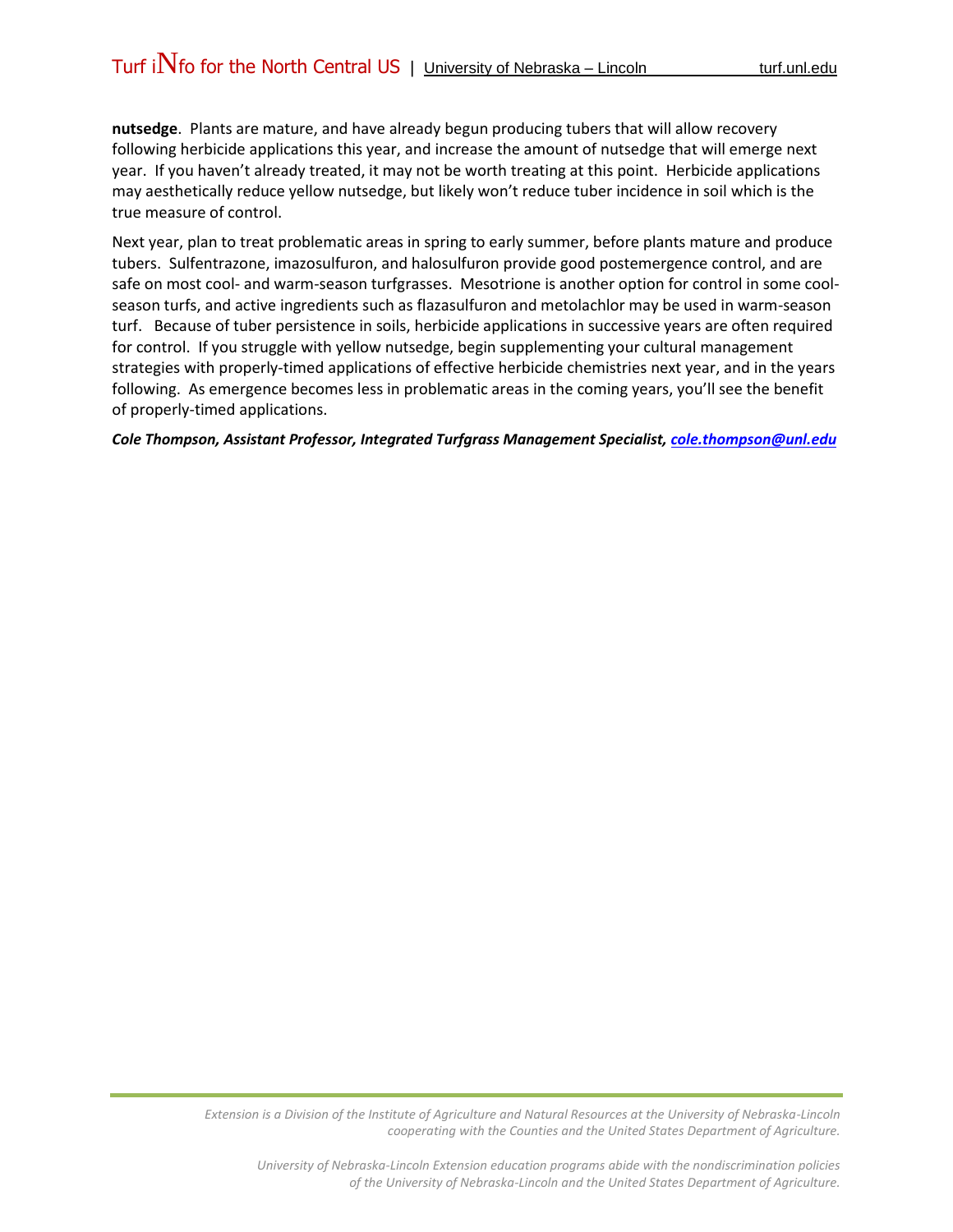**nutsedge**. Plants are mature, and have already begun producing tubers that will allow recovery following herbicide applications this year, and increase the amount of nutsedge that will emerge next year. If you haven't already treated, it may not be worth treating at this point. Herbicide applications may aesthetically reduce yellow nutsedge, but likely won't reduce tuber incidence in soil which is the true measure of control.

Next year, plan to treat problematic areas in spring to early summer, before plants mature and produce tubers. Sulfentrazone, imazosulfuron, and halosulfuron provide good postemergence control, and are safe on most cool- and warm-season turfgrasses. Mesotrione is another option for control in some cool-season turfs, and active ingredients such as flazasulfuron and metolachlor may be used in warm-season turf. Because of tuber persistence in soils, herbicide applications in successive years are often required for control. If you struggle with yellow nutsedge, begin supplementing your cultural management strategies with properly-timed applications of effective herbicide chemistries next year, and in the years following. As emergence becomes less in problematic areas in the coming years, you'll see the benefit of properly-timed applications.

***Cole Thompson, Assistant Professor, Integrated Turfgrass Management Specialist, cole.thompson@unl.edu***

*Extension is a Division of the Institute of Agriculture and Natural Resources at the University of Nebraska-Lincoln cooperating with the Counties and the United States Department of Agriculture.*

*University of Nebraska-Lincoln Extension education programs abide with the nondiscrimination policies of the University of Nebraska-Lincoln and the United States Department of Agriculture.*